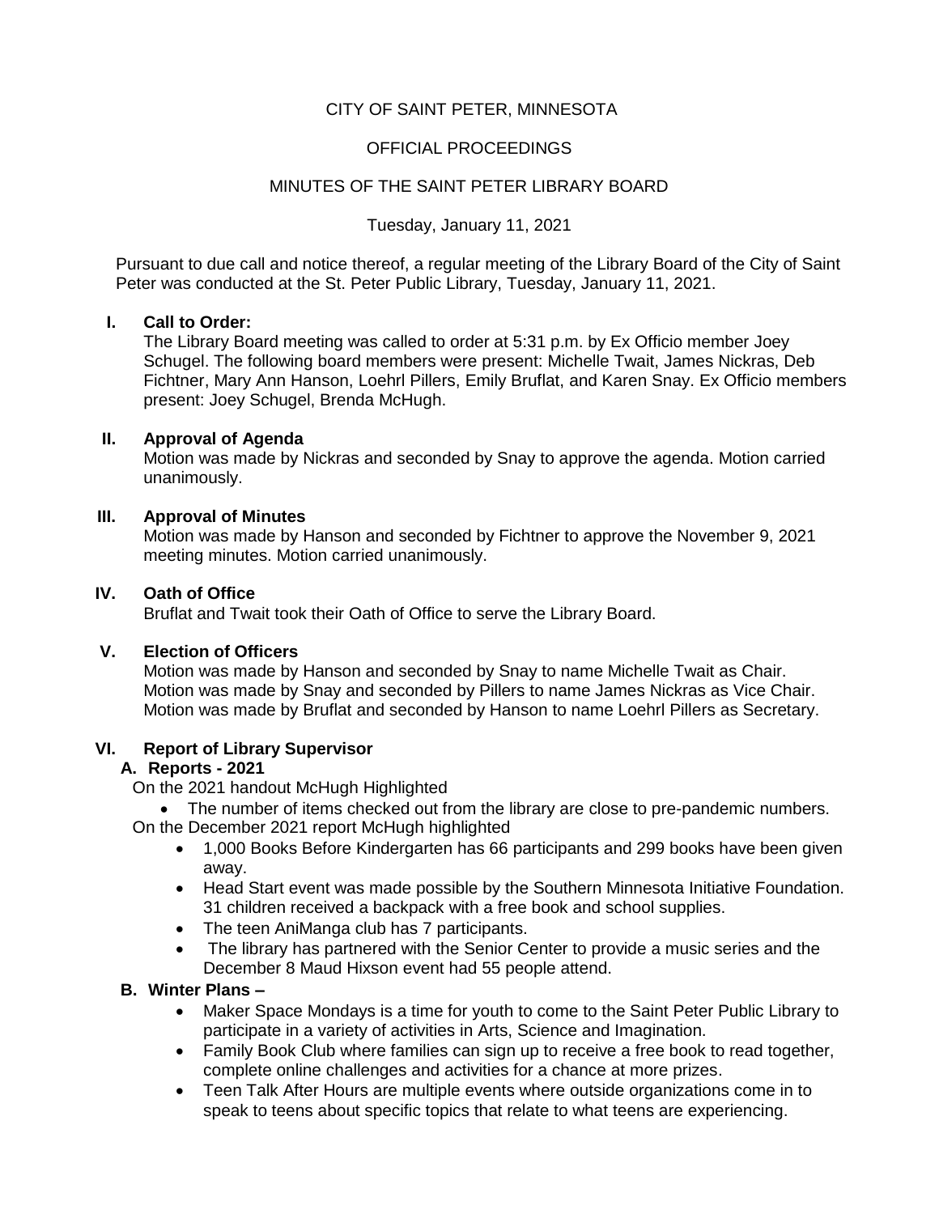CITY OF SAINT PETER, MINNESOTA

OFFICIAL PROCEEDINGS

MINUTES OF THE SAINT PETER LIBRARY BOARD

Tuesday, January 11, 2021

Pursuant to due call and notice thereof, a regular meeting of the Library Board of the City of Saint Peter was conducted at the St. Peter Public Library, Tuesday, January 11, 2021.

## I. Call to Order:

The Library Board meeting was called to order at 5:31 p.m. by Ex Officio member Joey Schugel. The following board members were present: Michelle Twait, James Nickras, Deb Fichtner, Mary Ann Hanson, Loehrl Pillers, Emily Bruflat, and Karen Snay. Ex Officio members present: Joey Schugel, Brenda McHugh.

## II. Approval of Agenda

Motion was made by Nickras and seconded by Snay to approve the agenda. Motion carried unanimously.

## III. Approval of Minutes

Motion was made by Hanson and seconded by Fichtner to approve the November 9, 2021 meeting minutes. Motion carried unanimously.

## IV. Oath of Office

Bruflat and Twait took their Oath of Office to serve the Library Board.

## V. Election of Officers

Motion was made by Hanson and seconded by Snay to name Michelle Twait as Chair.
Motion was made by Snay and seconded by Pillers to name James Nickras as Vice Chair.
Motion was made by Bruflat and seconded by Hanson to name Loehrl Pillers as Secretary.

## VI. Report of Library Supervisor

### A. Reports - 2021

On the 2021 handout McHugh Highlighted

- The number of items checked out from the library are close to pre-pandemic numbers.

On the December 2021 report McHugh highlighted

- 1,000 Books Before Kindergarten has 66 participants and 299 books have been given away.
- Head Start event was made possible by the Southern Minnesota Initiative Foundation. 31 children received a backpack with a free book and school supplies.
- The teen AniManga club has 7 participants.
- The library has partnered with the Senior Center to provide a music series and the December 8 Maud Hixson event had 55 people attend.

### B. Winter Plans –

- Maker Space Mondays is a time for youth to come to the Saint Peter Public Library to participate in a variety of activities in Arts, Science and Imagination.
- Family Book Club where families can sign up to receive a free book to read together, complete online challenges and activities for a chance at more prizes.
- Teen Talk After Hours are multiple events where outside organizations come in to speak to teens about specific topics that relate to what teens are experiencing.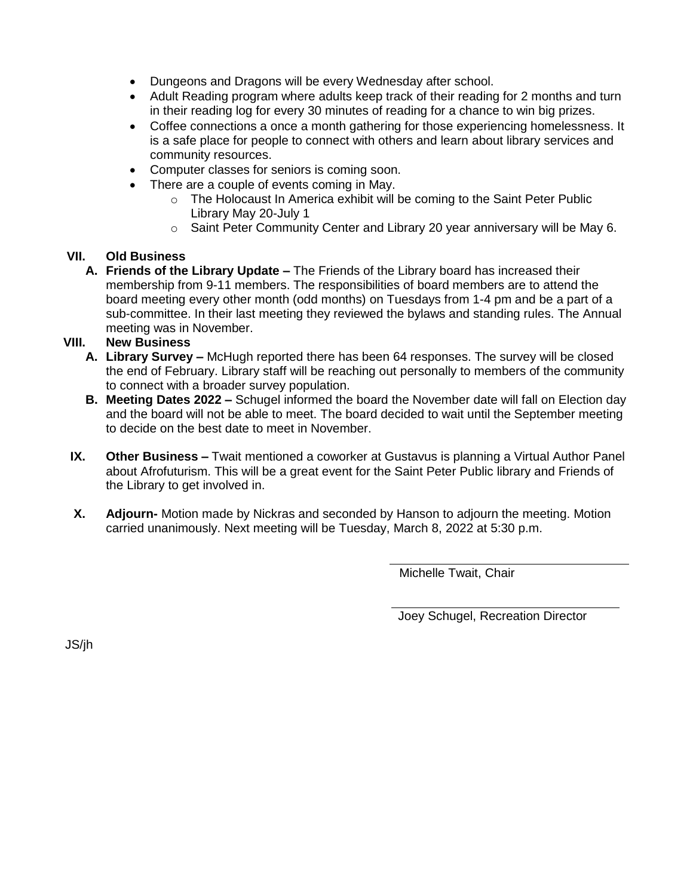- Dungeons and Dragons will be every Wednesday after school.
- Adult Reading program where adults keep track of their reading for 2 months and turn in their reading log for every 30 minutes of reading for a chance to win big prizes.
- Coffee connections a once a month gathering for those experiencing homelessness. It is a safe place for people to connect with others and learn about library services and community resources.
- Computer classes for seniors is coming soon.
- There are a couple of events coming in May.
  - The Holocaust In America exhibit will be coming to the Saint Peter Public Library May 20-July 1
  - Saint Peter Community Center and Library 20 year anniversary will be May 6.

**VII. Old Business**

**A. Friends of the Library Update –** The Friends of the Library board has increased their membership from 9-11 members. The responsibilities of board members are to attend the board meeting every other month (odd months) on Tuesdays from 1-4 pm and be a part of a sub-committee. In their last meeting they reviewed the bylaws and standing rules. The Annual meeting was in November.

**VIII. New Business**

**A. Library Survey –** McHugh reported there has been 64 responses. The survey will be closed the end of February. Library staff will be reaching out personally to members of the community to connect with a broader survey population.

**B. Meeting Dates 2022 –** Schugel informed the board the November date will fall on Election day and the board will not be able to meet. The board decided to wait until the September meeting to decide on the best date to meet in November.

**IX. Other Business –** Twait mentioned a coworker at Gustavus is planning a Virtual Author Panel about Afrofuturism. This will be a great event for the Saint Peter Public library and Friends of the Library to get involved in.

**X. Adjourn-** Motion made by Nickras and seconded by Hanson to adjourn the meeting. Motion carried unanimously. Next meeting will be Tuesday, March 8, 2022 at 5:30 p.m.

Michelle Twait, Chair

Joey Schugel, Recreation Director

JS/jh